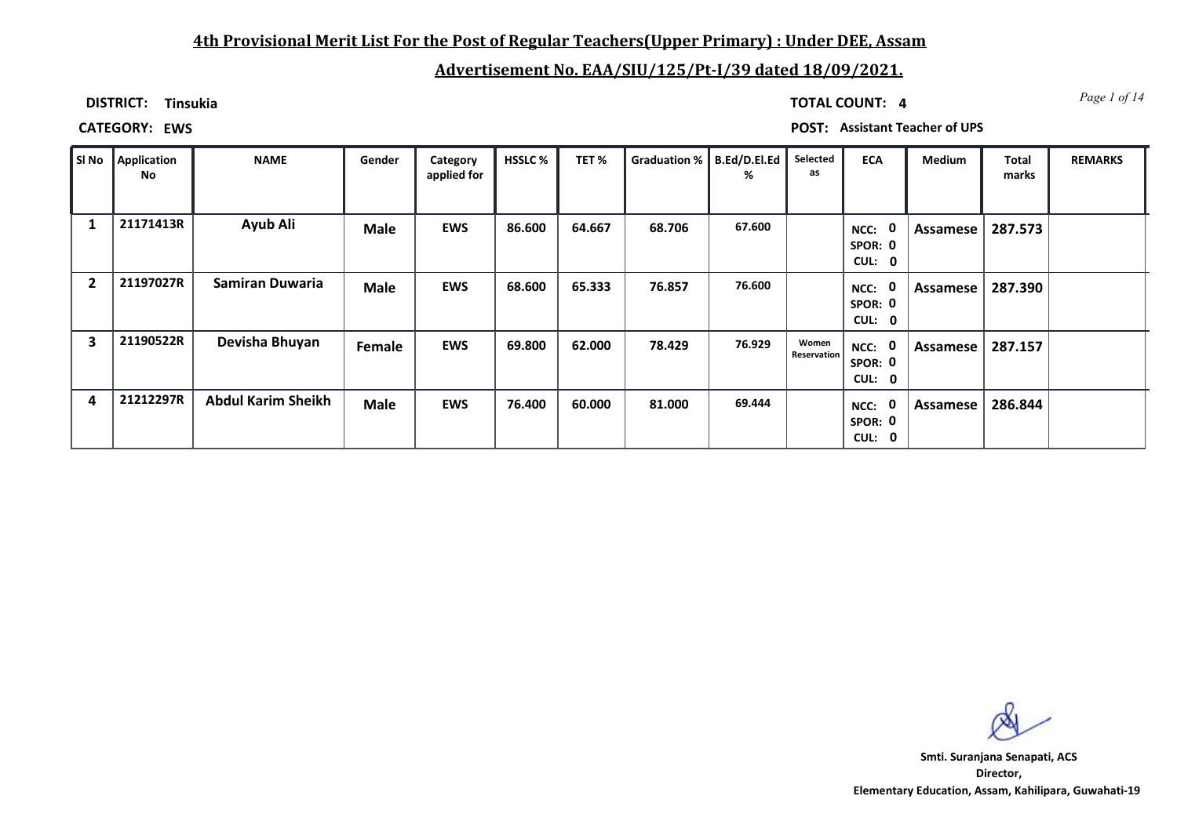# 4th Provisional Merit List For the Post of Regular Teachers(Upper Primary) : Under DEE, Assam

## Advertisement No. EAA/SIU/125/Pt-I/39 dated 18/09/2021.

**DISTRICT:** Tinsukia

**TOTAL COUNT:** 4

**CATEGORY:** EWS

**POST:** Assistant Teacher of UPS

| Sl No | Application No | NAME | Gender | Category applied for | HSSLC % | TET % | Graduation % | B.Ed/D.El.Ed % | Selected as | ECA | Medium | Total marks | REMARKS |
|---|---|---|---|---|---|---|---|---|---|---|---|---|---|
| 1 | 21171413R | Ayub Ali | Male | EWS | 86.600 | 64.667 | 68.706 | 67.600 | | NCC: 0 SPOR: 0 CUL: 0 | Assamese | 287.573 | |
| 2 | 21197027R | Samiran Duwaria | Male | EWS | 68.600 | 65.333 | 76.857 | 76.600 | | NCC: 0 SPOR: 0 CUL: 0 | Assamese | 287.390 | |
| 3 | 21190522R | Devisha Bhuyan | Female | EWS | 69.800 | 62.000 | 78.429 | 76.929 | Women Reservation | NCC: 0 SPOR: 0 CUL: 0 | Assamese | 287.157 | |
| 4 | 21212297R | Abdul Karim Sheikh | Male | EWS | 76.400 | 60.000 | 81.000 | 69.444 | | NCC: 0 SPOR: 0 CUL: 0 | Assamese | 286.844 | |

Smti. Suranjana Senapati, ACS
Director,
Elementary Education, Assam, Kahilipara, Guwahati-19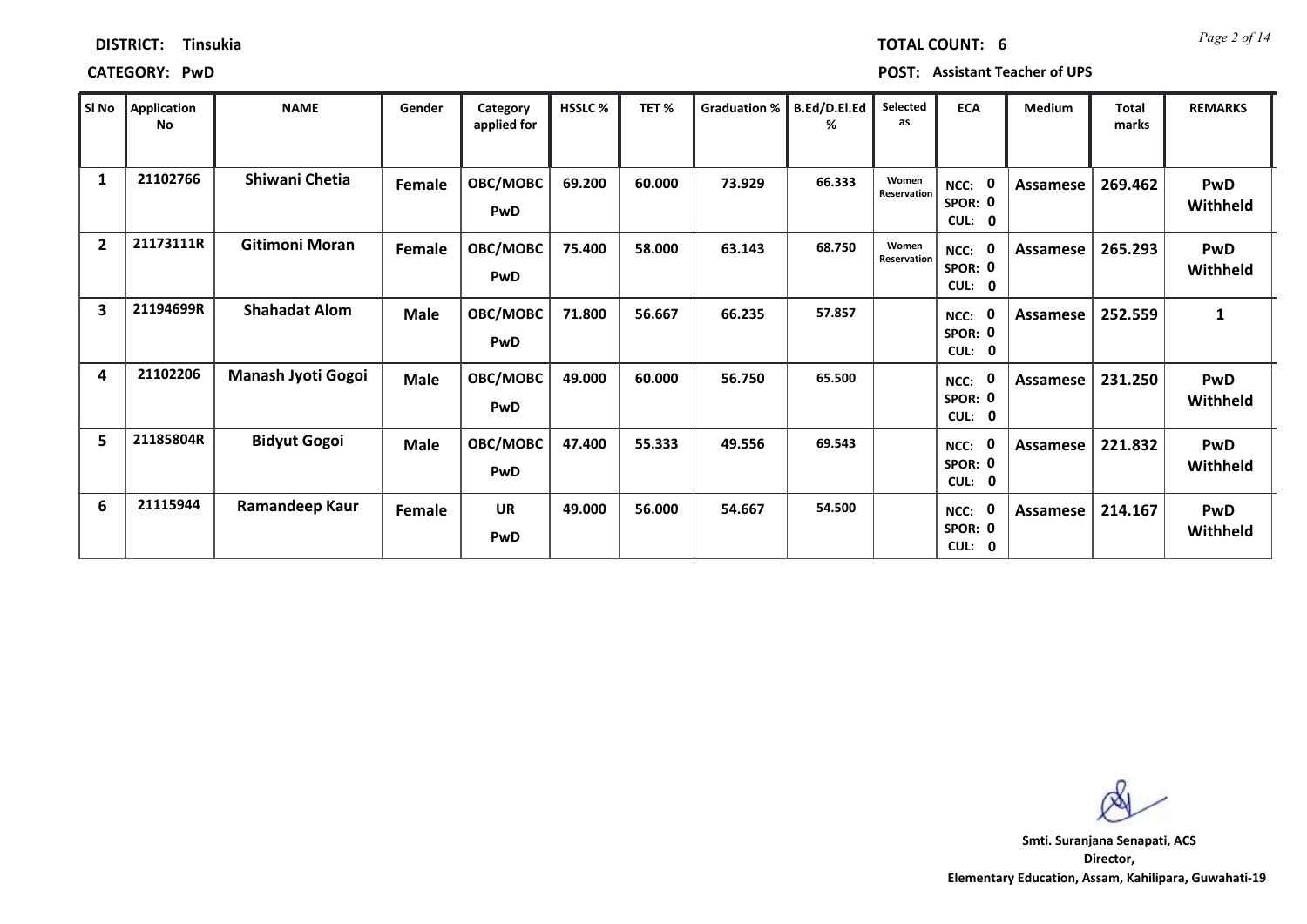**DISTRICT:** Tinsukia

**TOTAL COUNT:** 6

**CATEGORY:** PwD

**POST:** Assistant Teacher of UPS

| Sl No | Application No | NAME | Gender | Category applied for | HSSLC % | TET % | Graduation % | B.Ed/D.El.Ed % | Selected as | ECA | Medium | Total marks | REMARKS |
|---|---|---|---|---|---|---|---|---|---|---|---|---|---|
| 1 | 21102766 | Shiwani Chetia | Female | OBC/MOBC PwD | 69.200 | 60.000 | 73.929 | 66.333 | Women Reservation | NCC: 0 SPOR: 0 CUL: 0 | Assamese | 269.462 | PwD Withheld |
| 2 | 21173111R | Gitimoni Moran | Female | OBC/MOBC PwD | 75.400 | 58.000 | 63.143 | 68.750 | Women Reservation | NCC: 0 SPOR: 0 CUL: 0 | Assamese | 265.293 | PwD Withheld |
| 3 | 21194699R | Shahadat Alom | Male | OBC/MOBC PwD | 71.800 | 56.667 | 66.235 | 57.857 | | NCC: 0 SPOR: 0 CUL: 0 | Assamese | 252.559 | 1 |
| 4 | 21102206 | Manash Jyoti Gogoi | Male | OBC/MOBC PwD | 49.000 | 60.000 | 56.750 | 65.500 | | NCC: 0 SPOR: 0 CUL: 0 | Assamese | 231.250 | PwD Withheld |
| 5 | 21185804R | Bidyut Gogoi | Male | OBC/MOBC PwD | 47.400 | 55.333 | 49.556 | 69.543 | | NCC: 0 SPOR: 0 CUL: 0 | Assamese | 221.832 | PwD Withheld |
| 6 | 21115944 | Ramandeep Kaur | Female | UR PwD | 49.000 | 56.000 | 54.667 | 54.500 | | NCC: 0 SPOR: 0 CUL: 0 | Assamese | 214.167 | PwD Withheld |

**Smti. Suranjana Senapati, ACS**
**Director,**
**Elementary Education, Assam, Kahilipara, Guwahati-19**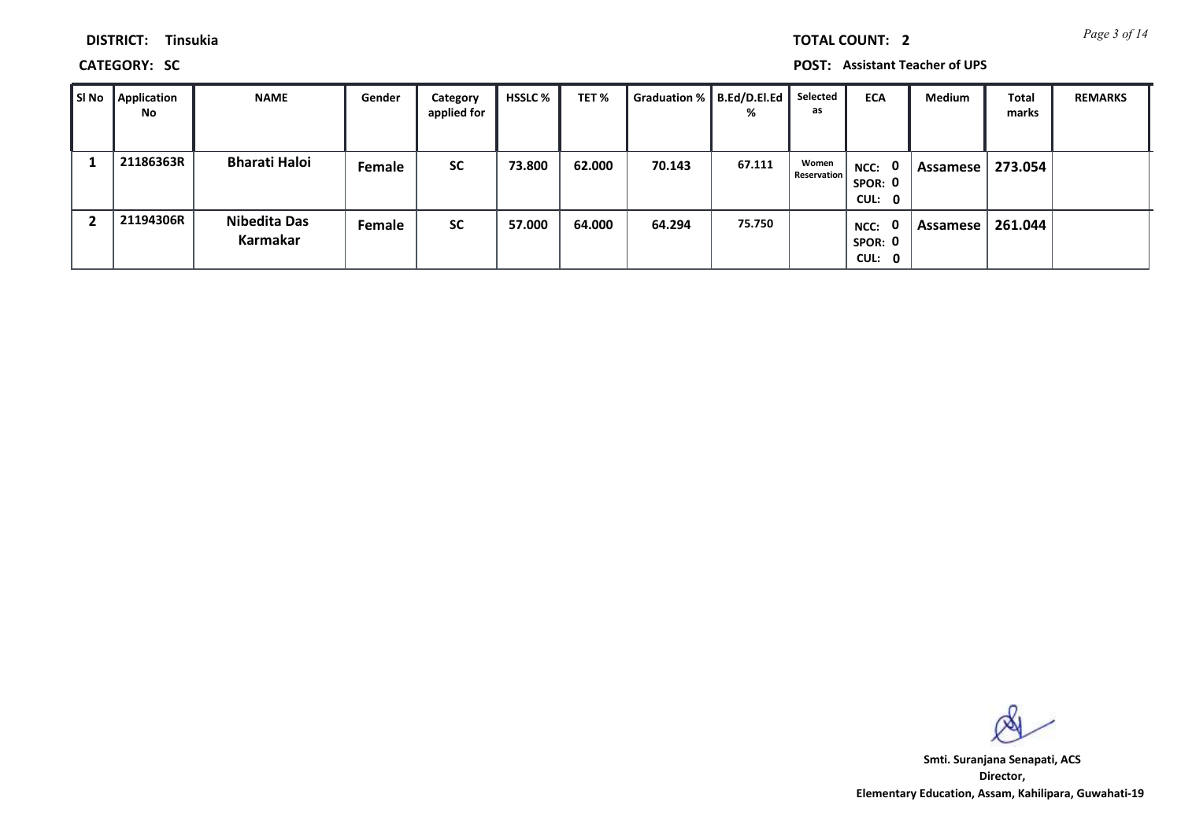**DISTRICT:** Tinsukia

**TOTAL COUNT:** 2

**CATEGORY:** SC

**POST:** Assistant Teacher of UPS

| Sl No | Application No | NAME | Gender | Category applied for | HSSLC % | TET % | Graduation % | B.Ed/D.El.Ed % | Selected as | ECA | Medium | Total marks | REMARKS |
|---|---|---|---|---|---|---|---|---|---|---|---|---|---|
| 1 | 21186363R | Bharati Haloi | Female | SC | 73.800 | 62.000 | 70.143 | 67.111 | Women Reservation | NCC: 0 SPOR: 0 CUL: 0 | Assamese | 273.054 | |
| 2 | 21194306R | Nibedita Das Karmakar | Female | SC | 57.000 | 64.000 | 64.294 | 75.750 | | NCC: 0 SPOR: 0 CUL: 0 | Assamese | 261.044 | |

Smti. Suranjana Senapati, ACS
Director,
Elementary Education, Assam, Kahilipara, Guwahati-19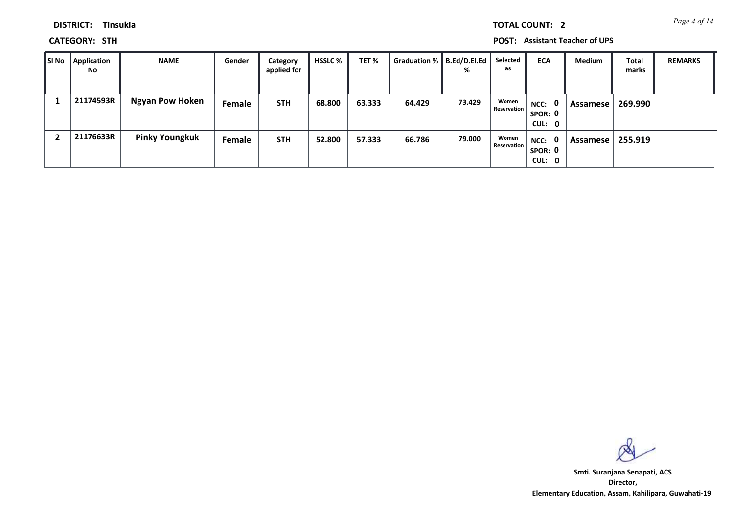**DISTRICT:** Tinsukia

**TOTAL COUNT:** 2

**CATEGORY:** STH

**POST:** Assistant Teacher of UPS

| Sl No | Application No | NAME | Gender | Category applied for | HSSLC % | TET % | Graduation % | B.Ed/D.El.Ed % | Selected as | ECA | Medium | Total marks | REMARKS |
|---|---|---|---|---|---|---|---|---|---|---|---|---|---|
| 1 | 21174593R | Ngyan Pow Hoken | Female | STH | 68.800 | 63.333 | 64.429 | 73.429 | Women Reservation | NCC: 0 SPOR: 0 CUL: 0 | Assamese | 269.990 | |
| 2 | 21176633R | Pinky Youngkuk | Female | STH | 52.800 | 57.333 | 66.786 | 79.000 | Women Reservation | NCC: 0 SPOR: 0 CUL: 0 | Assamese | 255.919 | |

**Smti. Suranjana Senapati, ACS**
**Director,**
**Elementary Education, Assam, Kahilipara, Guwahati-19**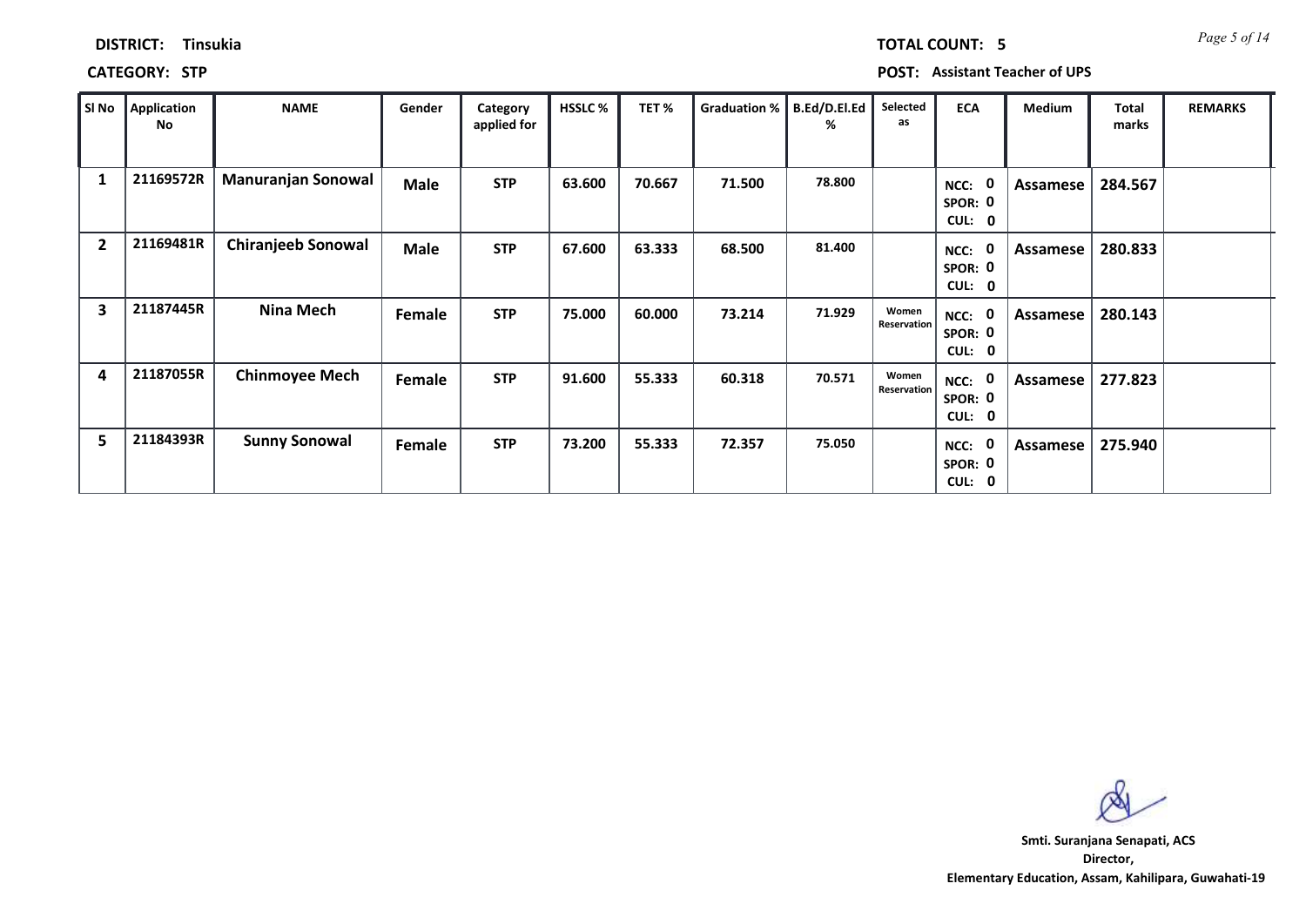**DISTRICT:** Tinsukia

**TOTAL COUNT:** 5

**CATEGORY:** STP

**POST:** Assistant Teacher of UPS

| Sl No | Application No | NAME | Gender | Category applied for | HSSLC % | TET % | Graduation % | B.Ed/D.El.Ed % | Selected as | ECA | Medium | Total marks | REMARKS |
|---|---|---|---|---|---|---|---|---|---|---|---|---|---|
| 1 | 21169572R | Manuranjan Sonowal | Male | STP | 63.600 | 70.667 | 71.500 | 78.800 | | NCC: 0 SPOR: 0 CUL: 0 | Assamese | 284.567 | |
| 2 | 21169481R | Chiranjeeb Sonowal | Male | STP | 67.600 | 63.333 | 68.500 | 81.400 | | NCC: 0 SPOR: 0 CUL: 0 | Assamese | 280.833 | |
| 3 | 21187445R | Nina Mech | Female | STP | 75.000 | 60.000 | 73.214 | 71.929 | Women Reservation | NCC: 0 SPOR: 0 CUL: 0 | Assamese | 280.143 | |
| 4 | 21187055R | Chinmoyee Mech | Female | STP | 91.600 | 55.333 | 60.318 | 70.571 | Women Reservation | NCC: 0 SPOR: 0 CUL: 0 | Assamese | 277.823 | |
| 5 | 21184393R | Sunny Sonowal | Female | STP | 73.200 | 55.333 | 72.357 | 75.050 | | NCC: 0 SPOR: 0 CUL: 0 | Assamese | 275.940 | |

**Smt. Suranjana Senapati, ACS**
**Director,**
**Elementary Education, Assam, Kahilipara, Guwahati-19**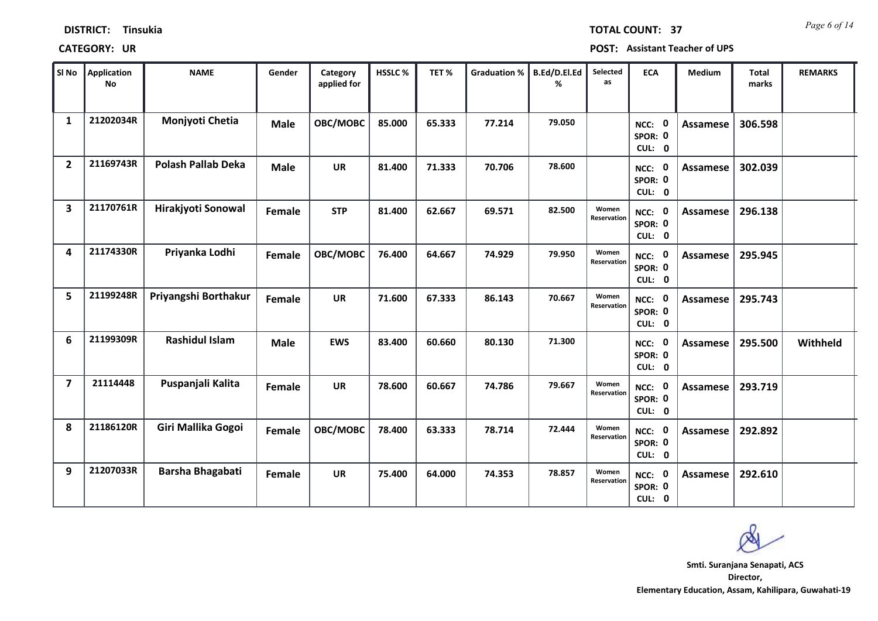**DISTRICT:** Tinsukia **TOTAL COUNT:** 37

**CATEGORY:** UR **POST:** Assistant Teacher of UPS

| Sl No | Application No | NAME | Gender | Category applied for | HSSLC % | TET % | Graduation % | B.Ed/D.El.Ed % | Selected as | ECA | Medium | Total marks | REMARKS |
|---|---|---|---|---|---|---|---|---|---|---|---|---|---|
| 1 | 21202034R | Monjyoti Chetia | Male | OBC/MOBC | 85.000 | 65.333 | 77.214 | 79.050 | | NCC: 0 SPOR: 0 CUL: 0 | Assamese | 306.598 | |
| 2 | 21169743R | Polash Pallab Deka | Male | UR | 81.400 | 71.333 | 70.706 | 78.600 | | NCC: 0 SPOR: 0 CUL: 0 | Assamese | 302.039 | |
| 3 | 21170761R | Hirakjyoti Sonowal | Female | STP | 81.400 | 62.667 | 69.571 | 82.500 | Women Reservation | NCC: 0 SPOR: 0 CUL: 0 | Assamese | 296.138 | |
| 4 | 21174330R | Priyanka Lodhi | Female | OBC/MOBC | 76.400 | 64.667 | 74.929 | 79.950 | Women Reservation | NCC: 0 SPOR: 0 CUL: 0 | Assamese | 295.945 | |
| 5 | 21199248R | Priyangshi Borthakur | Female | UR | 71.600 | 67.333 | 86.143 | 70.667 | Women Reservation | NCC: 0 SPOR: 0 CUL: 0 | Assamese | 295.743 | |
| 6 | 21199309R | Rashidul Islam | Male | EWS | 83.400 | 60.660 | 80.130 | 71.300 | | NCC: 0 SPOR: 0 CUL: 0 | Assamese | 295.500 | Withheld |
| 7 | 21114448 | Puspanjali Kalita | Female | UR | 78.600 | 60.667 | 74.786 | 79.667 | Women Reservation | NCC: 0 SPOR: 0 CUL: 0 | Assamese | 293.719 | |
| 8 | 21186120R | Giri Mallika Gogoi | Female | OBC/MOBC | 78.400 | 63.333 | 78.714 | 72.444 | Women Reservation | NCC: 0 SPOR: 0 CUL: 0 | Assamese | 292.892 | |
| 9 | 21207033R | Barsha Bhagabati | Female | UR | 75.400 | 64.000 | 74.353 | 78.857 | Women Reservation | NCC: 0 SPOR: 0 CUL: 0 | Assamese | 292.610 | |

**Smt. Suranjana Senapati, ACS**
**Director,**
**Elementary Education, Assam, Kahilipara, Guwahati-19**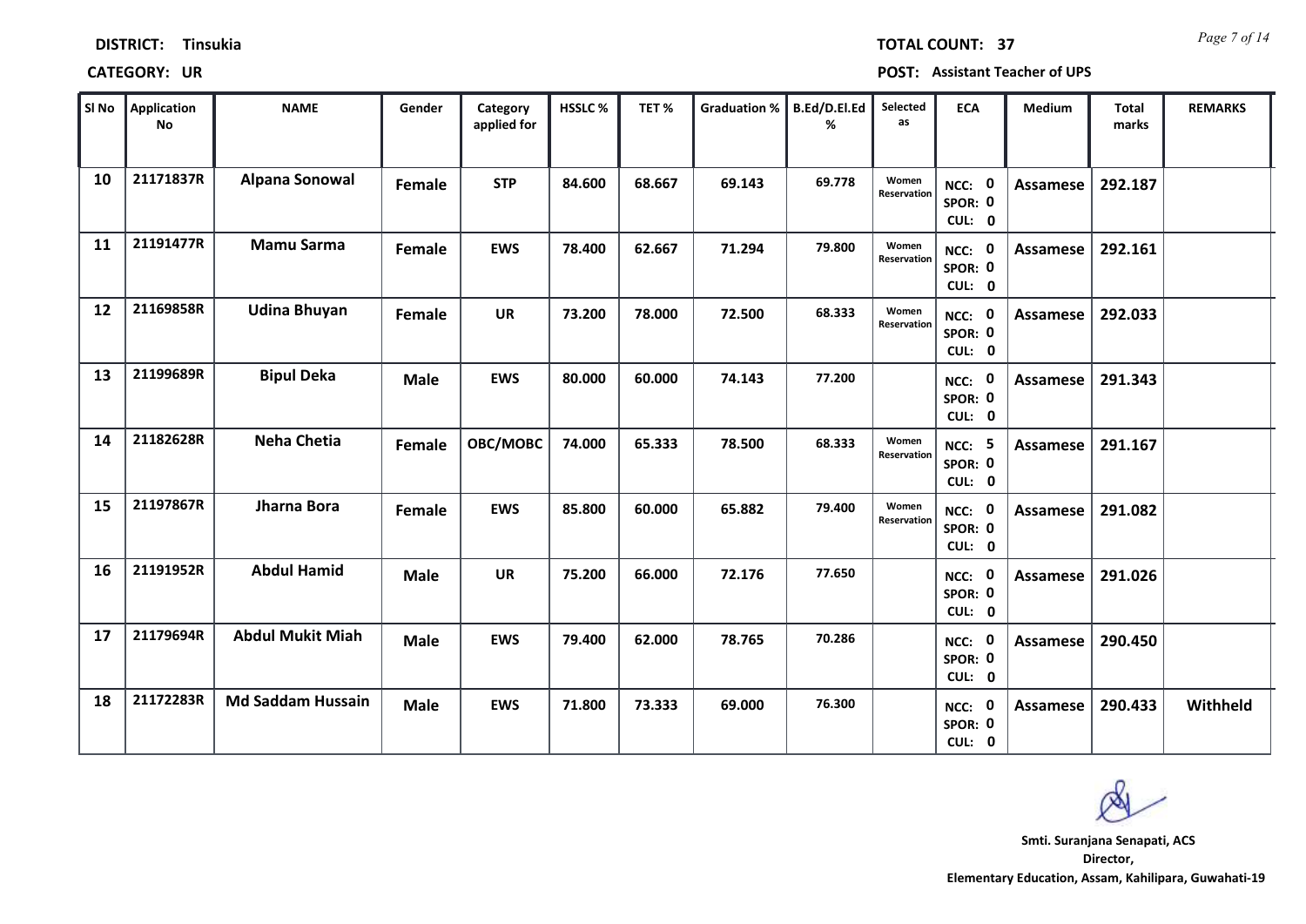**DISTRICT:** Tinsukia

**TOTAL COUNT:** 37

**CATEGORY:** UR

**POST:** Assistant Teacher of UPS

| Sl No | Application No | NAME | Gender | Category applied for | HSSLC % | TET % | Graduation % | B.Ed/D.El.Ed % | Selected as | ECA | Medium | Total marks | REMARKS |
|---|---|---|---|---|---|---|---|---|---|---|---|---|---|
| 10 | 21171837R | Alpana Sonowal | Female | STP | 84.600 | 68.667 | 69.143 | 69.778 | Women Reservation | NCC: 0 SPOR: 0 CUL: 0 | Assamese | 292.187 | |
| 11 | 21191477R | Mamu Sarma | Female | EWS | 78.400 | 62.667 | 71.294 | 79.800 | Women Reservation | NCC: 0 SPOR: 0 CUL: 0 | Assamese | 292.161 | |
| 12 | 21169858R | Udina Bhuyan | Female | UR | 73.200 | 78.000 | 72.500 | 68.333 | Women Reservation | NCC: 0 SPOR: 0 CUL: 0 | Assamese | 292.033 | |
| 13 | 21199689R | Bipul Deka | Male | EWS | 80.000 | 60.000 | 74.143 | 77.200 | | NCC: 0 SPOR: 0 CUL: 0 | Assamese | 291.343 | |
| 14 | 21182628R | Neha Chetia | Female | OBC/MOBC | 74.000 | 65.333 | 78.500 | 68.333 | Women Reservation | NCC: 5 SPOR: 0 CUL: 0 | Assamese | 291.167 | |
| 15 | 21197867R | Jharna Bora | Female | EWS | 85.800 | 60.000 | 65.882 | 79.400 | Women Reservation | NCC: 0 SPOR: 0 CUL: 0 | Assamese | 291.082 | |
| 16 | 21191952R | Abdul Hamid | Male | UR | 75.200 | 66.000 | 72.176 | 77.650 | | NCC: 0 SPOR: 0 CUL: 0 | Assamese | 291.026 | |
| 17 | 21179694R | Abdul Mukit Miah | Male | EWS | 79.400 | 62.000 | 78.765 | 70.286 | | NCC: 0 SPOR: 0 CUL: 0 | Assamese | 290.450 | |
| 18 | 21172283R | Md Saddam Hussain | Male | EWS | 71.800 | 73.333 | 69.000 | 76.300 | | NCC: 0 SPOR: 0 CUL: 0 | Assamese | 290.433 | Withheld |

**Smt. Suranjana Senapati, ACS**
**Director,**
**Elementary Education, Assam, Kahilipara, Guwahati-19**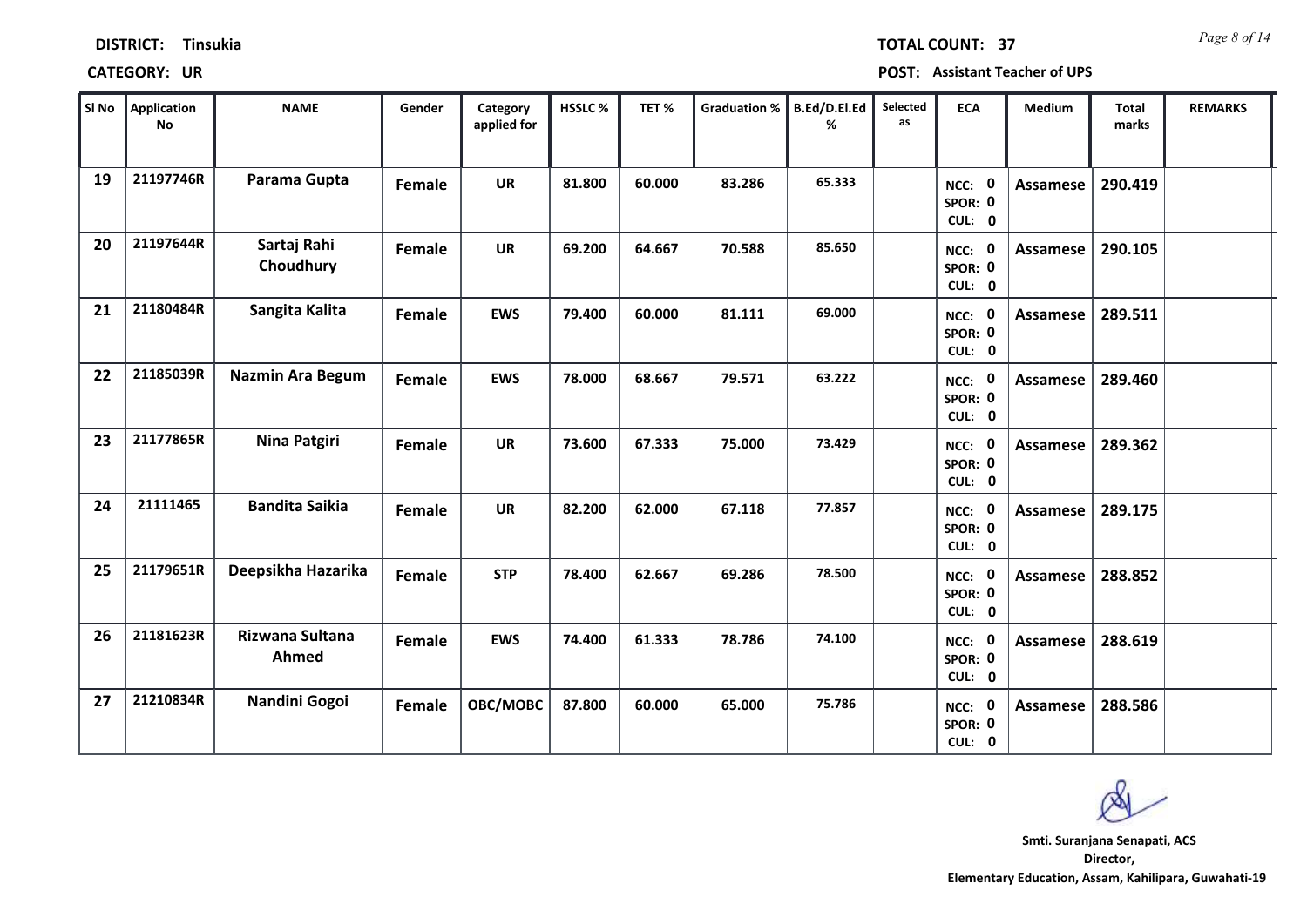**DISTRICT:** Tinsuka **TOTAL COUNT:** 37

**CATEGORY:** UR **POST:** Assistant Teacher of UPS

| Sl No | Application No | NAME | Gender | Category applied for | HSSLC % | TET % | Graduation % | B.Ed/D.El.Ed % | Selected as | ECA | Medium | Total marks | REMARKS |
|---|---|---|---|---|---|---|---|---|---|---|---|---|---|
| 19 | 21197746R | Parama Gupta | Female | UR | 81.800 | 60.000 | 83.286 | 65.333 | | NCC: 0 SPOR: 0 CUL: 0 | Assamese | 290.419 | |
| 20 | 21197644R | Sartaj Rahi Choudhury | Female | UR | 69.200 | 64.667 | 70.588 | 85.650 | | NCC: 0 SPOR: 0 CUL: 0 | Assamese | 290.105 | |
| 21 | 21180484R | Sangita Kalita | Female | EWS | 79.400 | 60.000 | 81.111 | 69.000 | | NCC: 0 SPOR: 0 CUL: 0 | Assamese | 289.511 | |
| 22 | 21185039R | Nazmin Ara Begum | Female | EWS | 78.000 | 68.667 | 79.571 | 63.222 | | NCC: 0 SPOR: 0 CUL: 0 | Assamese | 289.460 | |
| 23 | 21177865R | Nina Patgiri | Female | UR | 73.600 | 67.333 | 75.000 | 73.429 | | NCC: 0 SPOR: 0 CUL: 0 | Assamese | 289.362 | |
| 24 | 21111465 | Bandita Saikia | Female | UR | 82.200 | 62.000 | 67.118 | 77.857 | | NCC: 0 SPOR: 0 CUL: 0 | Assamese | 289.175 | |
| 25 | 21179651R | Deepsikha Hazarika | Female | STP | 78.400 | 62.667 | 69.286 | 78.500 | | NCC: 0 SPOR: 0 CUL: 0 | Assamese | 288.852 | |
| 26 | 21181623R | Rizwana Sultana Ahmed | Female | EWS | 74.400 | 61.333 | 78.786 | 74.100 | | NCC: 0 SPOR: 0 CUL: 0 | Assamese | 288.619 | |
| 27 | 21210834R | Nandini Gogoi | Female | OBC/MOBC | 87.800 | 60.000 | 65.000 | 75.786 | | NCC: 0 SPOR: 0 CUL: 0 | Assamese | 288.586 | |

**Smti. Suranjana Senapati, ACS**
**Director,**
**Elementary Education, Assam, Kahilipara, Guwahati-19**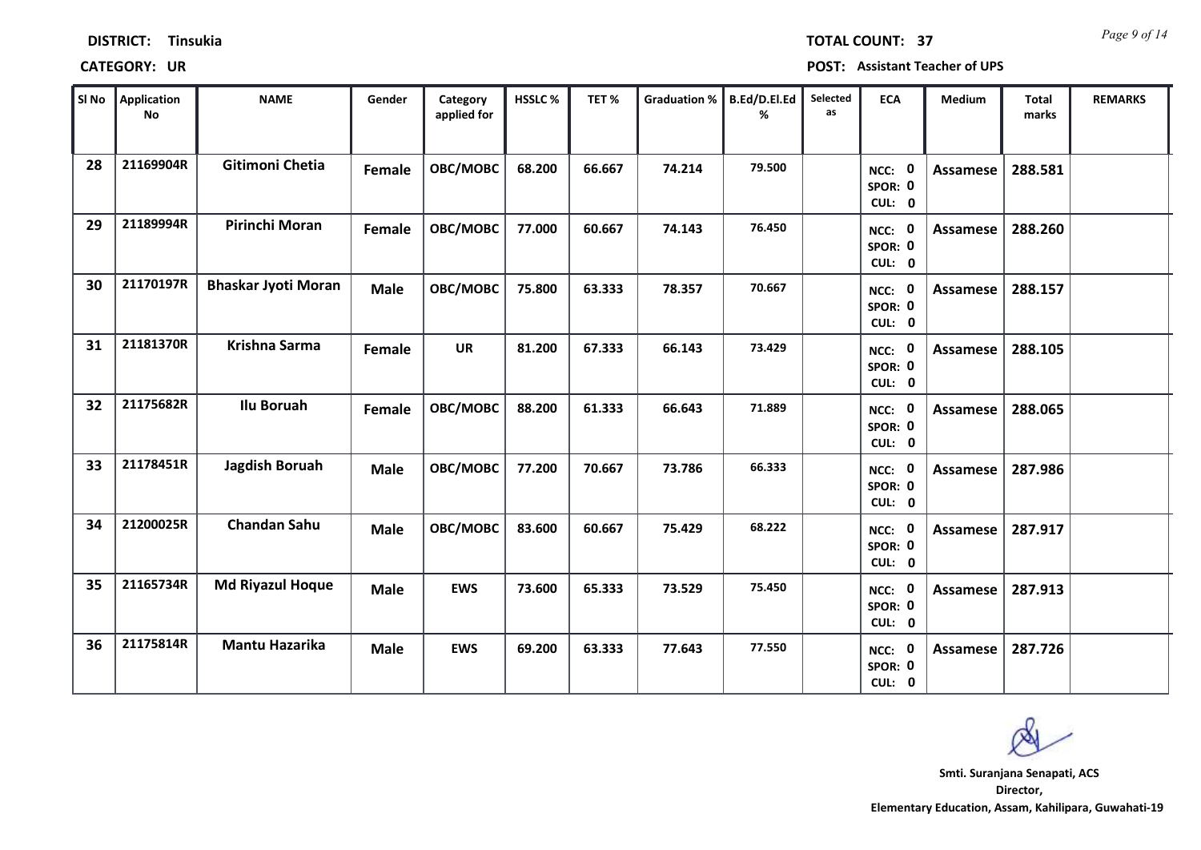**DISTRICT:** Tinsukia

**TOTAL COUNT:** 37

**CATEGORY:** UR

**POST:** Assistant Teacher of UPS

| Sl No | Application No | NAME | Gender | Category applied for | HSSLC % | TET % | Graduation % | B.Ed/D.El.Ed % | Selected as | ECA | Medium | Total marks | REMARKS |
|---|---|---|---|---|---|---|---|---|---|---|---|---|---|
| 28 | 21169904R | Gitimoni Chetia | Female | OBC/MOBC | 68.200 | 66.667 | 74.214 | 79.500 | | NCC: 0 SPOR: 0 CUL: 0 | Assamese | 288.581 | |
| 29 | 21189994R | Pirinchi Moran | Female | OBC/MOBC | 77.000 | 60.667 | 74.143 | 76.450 | | NCC: 0 SPOR: 0 CUL: 0 | Assamese | 288.260 | |
| 30 | 21170197R | Bhaskar Jyoti Moran | Male | OBC/MOBC | 75.800 | 63.333 | 78.357 | 70.667 | | NCC: 0 SPOR: 0 CUL: 0 | Assamese | 288.157 | |
| 31 | 21181370R | Krishna Sarma | Female | UR | 81.200 | 67.333 | 66.143 | 73.429 | | NCC: 0 SPOR: 0 CUL: 0 | Assamese | 288.105 | |
| 32 | 21175682R | Ilu Boruah | Female | OBC/MOBC | 88.200 | 61.333 | 66.643 | 71.889 | | NCC: 0 SPOR: 0 CUL: 0 | Assamese | 288.065 | |
| 33 | 21178451R | Jagdish Boruah | Male | OBC/MOBC | 77.200 | 70.667 | 73.786 | 66.333 | | NCC: 0 SPOR: 0 CUL: 0 | Assamese | 287.986 | |
| 34 | 21200025R | Chandan Sahu | Male | OBC/MOBC | 83.600 | 60.667 | 75.429 | 68.222 | | NCC: 0 SPOR: 0 CUL: 0 | Assamese | 287.917 | |
| 35 | 21165734R | Md Riyazul Hoque | Male | EWS | 73.600 | 65.333 | 73.529 | 75.450 | | NCC: 0 SPOR: 0 CUL: 0 | Assamese | 287.913 | |
| 36 | 21175814R | Mantu Hazarika | Male | EWS | 69.200 | 63.333 | 77.643 | 77.550 | | NCC: 0 SPOR: 0 CUL: 0 | Assamese | 287.726 | |

**Smti. Suranjana Senapati, ACS**
**Director,**
**Elementary Education, Assam, Kahilipara, Guwahati-19**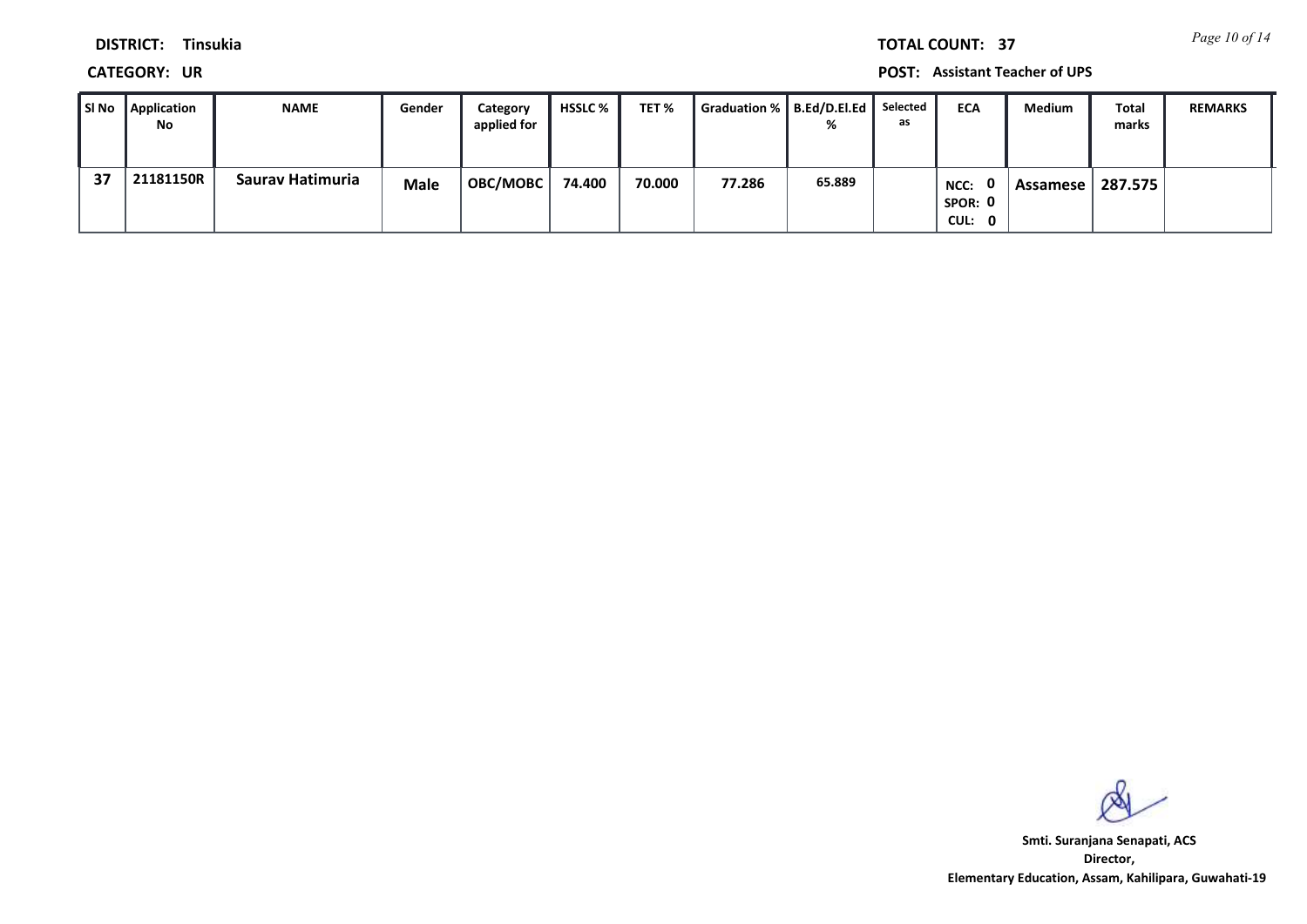**DISTRICT:** Tinsuka

**CATEGORY:** UR

**TOTAL COUNT:** 37

**POST:** Assistant Teacher of UPS

| Sl No | Application No | NAME | Gender | Category applied for | HSSLC % | TET % | Graduation % | B.Ed/D.El.Ed % | Selected as | ECA | Medium | Total marks | REMARKS |
|---|---|---|---|---|---|---|---|---|---|---|---|---|---|
| 37 | 21181150R | Saurav Hatimuria | Male | OBC/MOBC | 74.400 | 70.000 | 77.286 | 65.889 | | NCC: 0 SPOR: 0 CUL: 0 | Assamese | 287.575 | |

Smti. Suranjana Senapati, ACS
Director,
Elementary Education, Assam, Kahilipara, Guwahati-19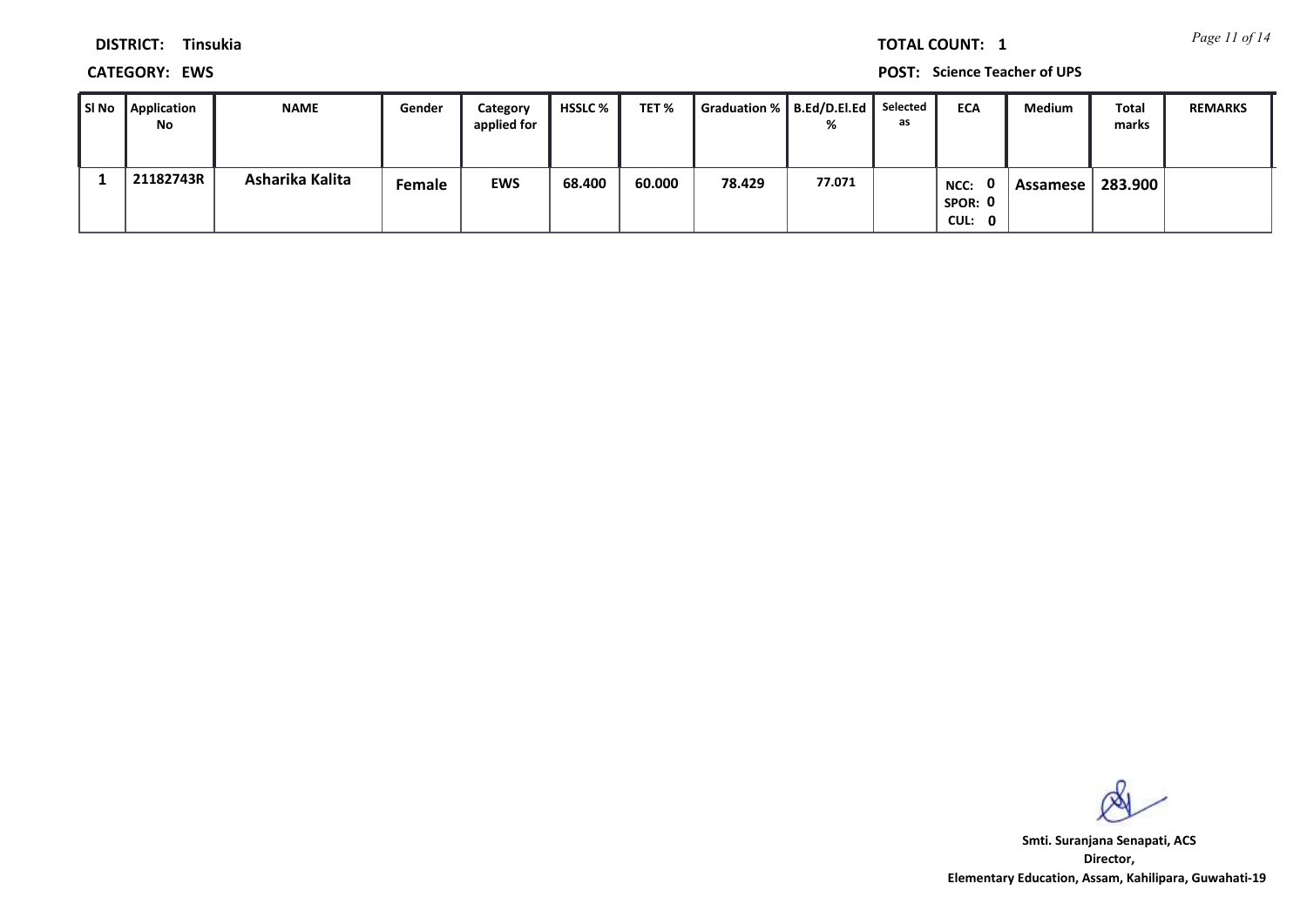**DISTRICT:** Tinsukia

**TOTAL COUNT:** 1

**CATEGORY:** EWS

**POST:** Science Teacher of UPS

| Sl No | Application No | NAME | Gender | Category applied for | HSSLC % | TET % | Graduation % | B.Ed/D.El.Ed % | Selected as | ECA | Medium | Total marks | REMARKS |
|---|---|---|---|---|---|---|---|---|---|---|---|---|---|
| 1 | 21182743R | Asharika Kalita | Female | EWS | 68.400 | 60.000 | 78.429 | 77.071 | | NCC: 0 SPOR: 0 CUL: 0 | Assamese | 283.900 | |

**Smt. Suranjana Senapati, ACS**
**Director,**
**Elementary Education, Assam, Kahilipara, Guwahati-19**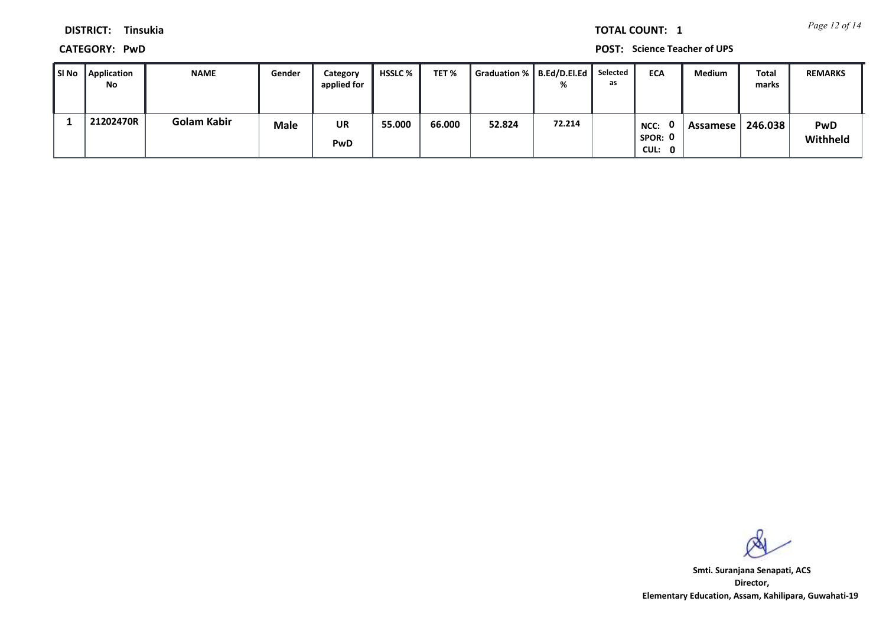**DISTRICT:** Tinsukia

**TOTAL COUNT:** 1

**CATEGORY:** PwD

**POST:** Science Teacher of UPS

| Sl No | Application No | NAME | Gender | Category applied for | HSSLC % | TET % | Graduation % | B.Ed/D.El.Ed % | Selected as | ECA | Medium | Total marks | REMARKS |
|---|---|---|---|---|---|---|---|---|---|---|---|---|---|
| 1 | 21202470R | Golam Kabir | Male | UR PwD | 55.000 | 66.000 | 52.824 | 72.214 | | NCC: 0 SPOR: 0 CUL: 0 | Assamese | 246.038 | PwD Withheld |

Smt. Suranjana Senapati, ACS
Director,
Elementary Education, Assam, Kahilipara, Guwahati-19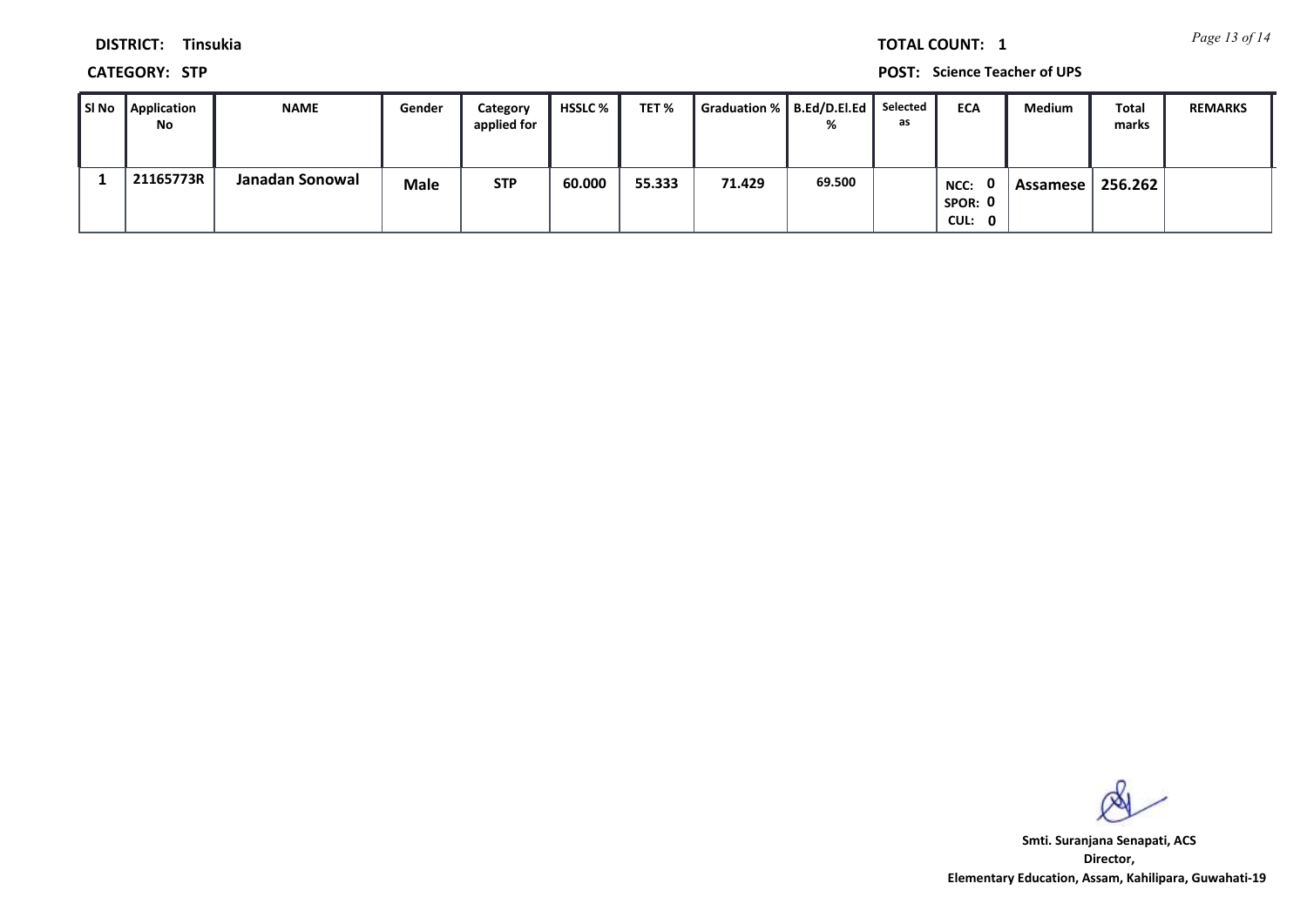**DISTRICT:** Tinsukia

**CATEGORY:** STP

**TOTAL COUNT:** 1

**POST:** Science Teacher of UPS

| Sl No | Application No | NAME | Gender | Category applied for | HSSLC % | TET % | Graduation % | B.Ed/D.El.Ed % | Selected as | ECA | Medium | Total marks | REMARKS |
|---|---|---|---|---|---|---|---|---|---|---|---|---|---|
| 1 | 21165773R | Janadan Sonowal | Male | STP | 60.000 | 55.333 | 71.429 | 69.500 | | NCC: 0 SPOR: 0 CUL: 0 | Assamese | 256.262 | |

Smti. Suranjana Senapati, ACS
Director,
Elementary Education, Assam, Kahilipara, Guwahati-19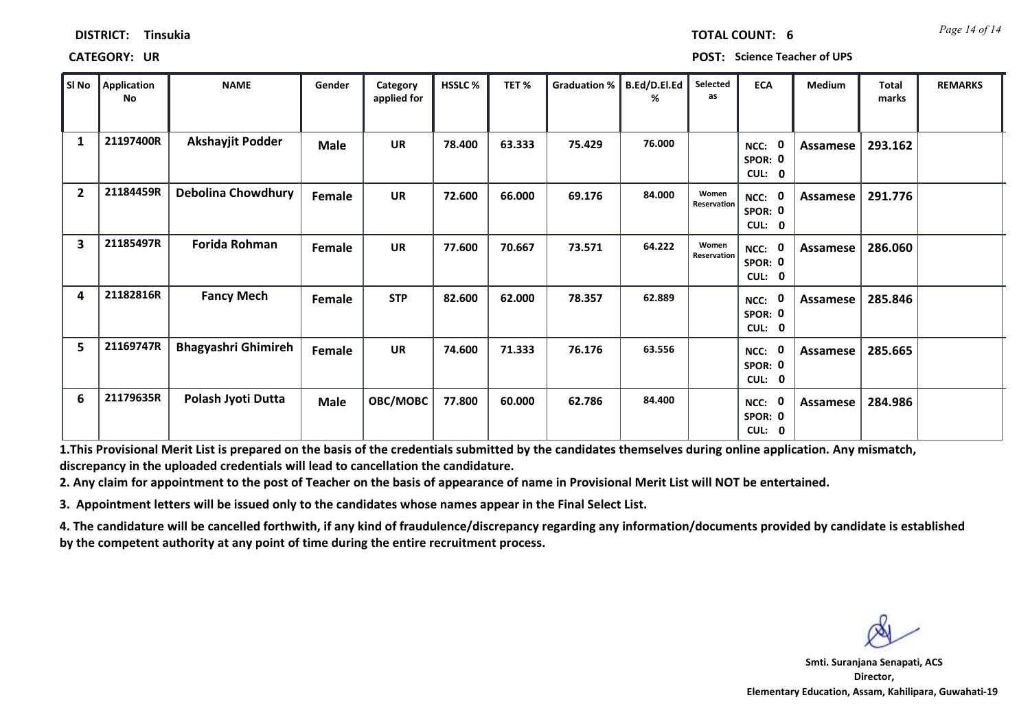**DISTRICT: Tinsukia**

**TOTAL COUNT: 6**

**CATEGORY: UR**

**POST: Science Teacher of UPS**

| Sl No | Application No | NAME | Gender | Category applied for | HSSLC % | TET % | Graduation % | B.Ed/D.El.Ed % | Selected as | ECA | Medium | Total marks | REMARKS |
|---|---|---|---|---|---|---|---|---|---|---|---|---|---|
| 1 | 21197400R | Akshayjit Podder | Male | UR | 78.400 | 63.333 | 75.429 | 76.000 | | NCC: 0 SPOR: 0 CUL: 0 | Assamese | 293.162 | |
| 2 | 21184459R | Debolina Chowdhury | Female | UR | 72.600 | 66.000 | 69.176 | 84.000 | Women Reservation | NCC: 0 SPOR: 0 CUL: 0 | Assamese | 291.776 | |
| 3 | 21185497R | Forida Rohman | Female | UR | 77.600 | 70.667 | 73.571 | 64.222 | Women Reservation | NCC: 0 SPOR: 0 CUL: 0 | Assamese | 286.060 | |
| 4 | 21182816R | Fancy Mech | Female | STP | 82.600 | 62.000 | 78.357 | 62.889 | | NCC: 0 SPOR: 0 CUL: 0 | Assamese | 285.846 | |
| 5 | 21169747R | Bhagyashri Ghimireh | Female | UR | 74.600 | 71.333 | 76.176 | 63.556 | | NCC: 0 SPOR: 0 CUL: 0 | Assamese | 285.665 | |
| 6 | 21179635R | Polash Jyoti Dutta | Male | OBC/MOBC | 77.800 | 60.000 | 62.786 | 84.400 | | NCC: 0 SPOR: 0 CUL: 0 | Assamese | 284.986 | |

**1.This Provisional Merit List is prepared on the basis of the credentials submitted by the candidates themselves during online application. Any mismatch, discrepancy in the uploaded credentials will lead to cancellation the candidature.**

**2. Any claim for appointment to the post of Teacher on the basis of appearance of name in Provisional Merit List will NOT be entertained.**

**3. Appointment letters will be issued only to the candidates whose names appear in the Final Select List.**

**4. The candidature will be cancelled forthwith, if any kind of fraudulence/discrepancy regarding any information/documents provided by candidate is established by the competent authority at any point of time during the entire recruitment process.**

**Smt. Suranjana Senapati, ACS**
**Director,**
**Elementary Education, Assam, Kahilipara, Guwahati-19**